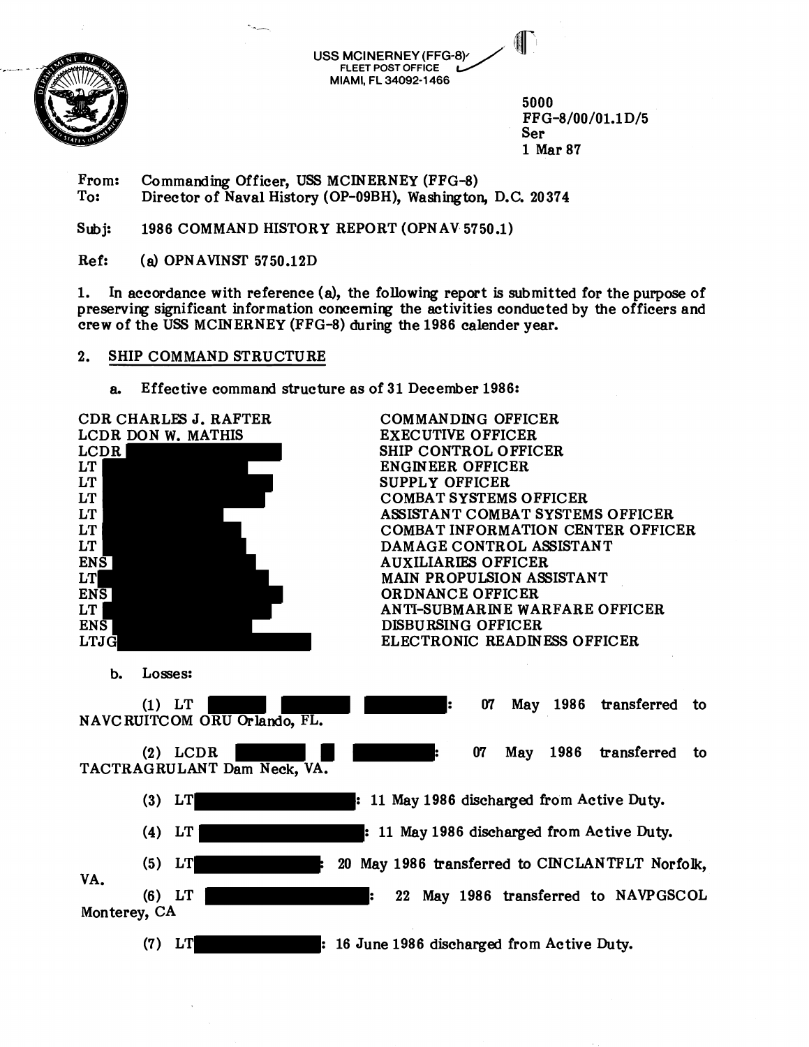USS MCINERNEY (FFG-8)
FLEET POST OFFICE
MIAMI, FL 34092-1466

5000
FFG-8/00/01.1D/5
Ser
1 Mar 87

From: Commanding Officer, USS MCINERNEY (FFG-8)
To: Director of Naval History (OP-09BH), Washington, D.C. 20374

Subj: 1986 COMMAND HISTORY REPORT (OPNAV 5750.1)

Ref: (a) OPNAVINST 5750.12D

1. In accordance with reference (a), the following report is submitted for the purpose of preserving significant information concerning the activities conducted by the officers and crew of the USS MCINERNEY (FFG-8) during the 1986 calender year.

2. SHIP COMMAND STRUCTURE

a. Effective command structure as of 31 December 1986:

| | |
|---|---|
| CDR CHARLES J. RAFTER | COMMANDING OFFICER |
| LCDR DON W. MATHIS | EXECUTIVE OFFICER |
| LCDR | SHIP CONTROL OFFICER |
| LT | ENGINEER OFFICER |
| LT | SUPPLY OFFICER |
| LT | COMBAT SYSTEMS OFFICER |
| LT | ASSISTANT COMBAT SYSTEMS OFFICER |
| LT | COMBAT INFORMATION CENTER OFFICER |
| LT | DAMAGE CONTROL ASSISTANT |
| ENS | AUXILIARIES OFFICER |
| LT | MAIN PROPULSION ASSISTANT |
| ENS | ORDNANCE OFFICER |
| LT | ANTI-SUBMARINE WARFARE OFFICER |
| ENS | DISBURSING OFFICER |
| LTJG | ELECTRONIC READINESS OFFICER |

b. Losses:

(1) LT : 07 May 1986 transferred to NAVCRUITCOM ORU Orlando, FL.

(2) LCDR : 07 May 1986 transferred to TACTRAGRULANT Dam Neck, VA.

(3) LT : 11 May 1986 discharged from Active Duty.

(4) LT : 11 May 1986 discharged from Active Duty.

(5) LT : 20 May 1986 transferred to CINCLANTFLT Norfolk, VA.

(6) LT : 22 May 1986 transferred to NAVPGSCOL Monterey, CA

(7) LT : 16 June 1986 discharged from Active Duty.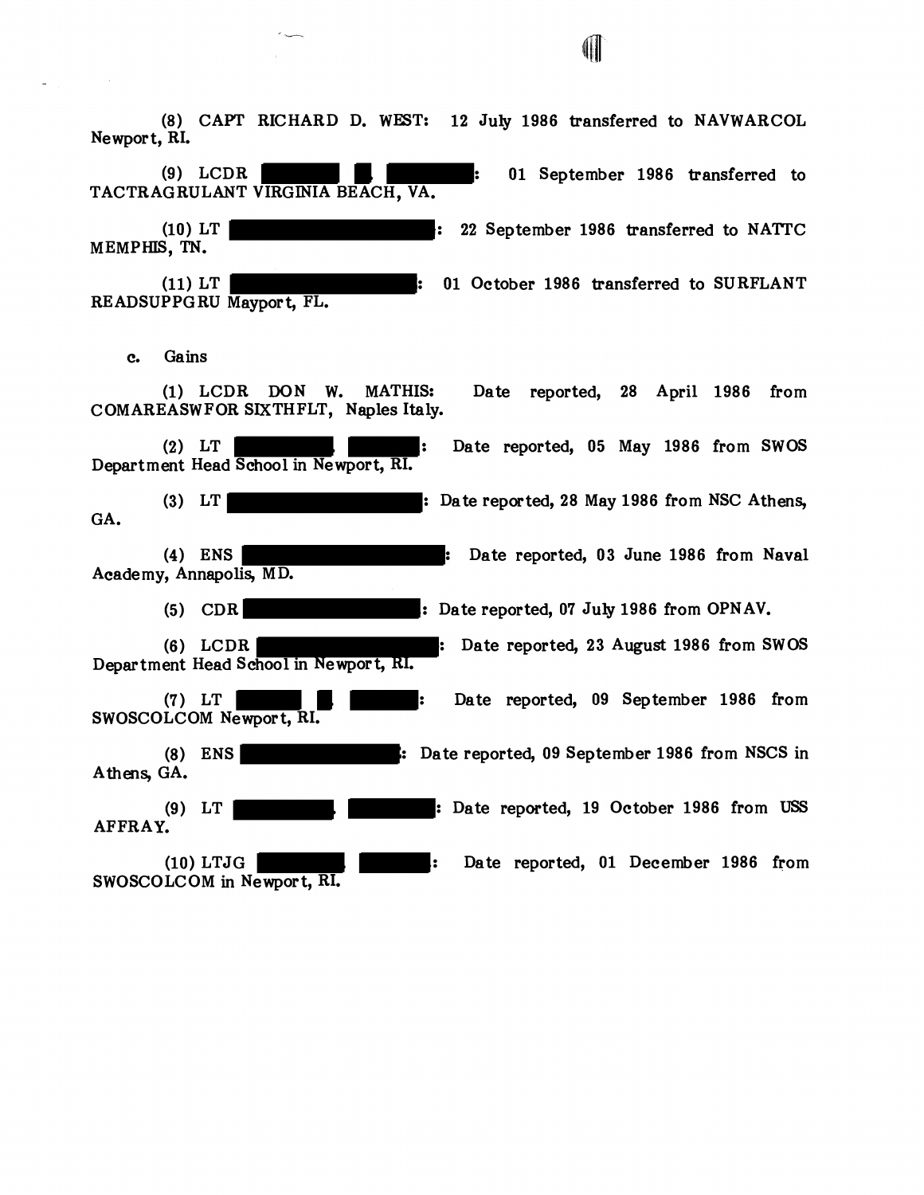(8) CAPT RICHARD D. WEST: 12 July 1986 transferred to NAVWARCOL Newport, RI.

(9) LCDR ████ █ ████: 01 September 1986 transferred to TACTRAGRULANT VIRGINIA BEACH, VA.

(10) LT ████████████: 22 September 1986 transferred to NATTC MEMPHIS, TN.

(11) LT ████████████: 01 October 1986 transferred to SURFLANT READSUPPGRU Mayport, FL.

c. Gains

(1) LCDR DON W. MATHIS: Date reported, 28 April 1986 from COMAREASWFOR SIXTHFLT, Naples Italy.

(2) LT █████ ████: Date reported, 05 May 1986 from SWOS Department Head School in Newport, RI.

(3) LT ████████████: Date reported, 28 May 1986 from NSC Athens, GA.

(4) ENS ████████████: Date reported, 03 June 1986 from Naval Academy, Annapolis, MD.

(5) CDR ████████████: Date reported, 07 July 1986 from OPNAV.

(6) LCDR ████████████: Date reported, 23 August 1986 from SWOS Department Head School in Newport, RI.

(7) LT ████ █ ████: Date reported, 09 September 1986 from SWOSCOLCOM Newport, RI.

(8) ENS ████████████: Date reported, 09 September 1986 from NSCS in Athens, GA.

(9) LT █████ █████: Date reported, 19 October 1986 from USS AFFRAY.

(10) LTJG █████ ████: Date reported, 01 December 1986 from SWOSCOLCOM in Newport, RI.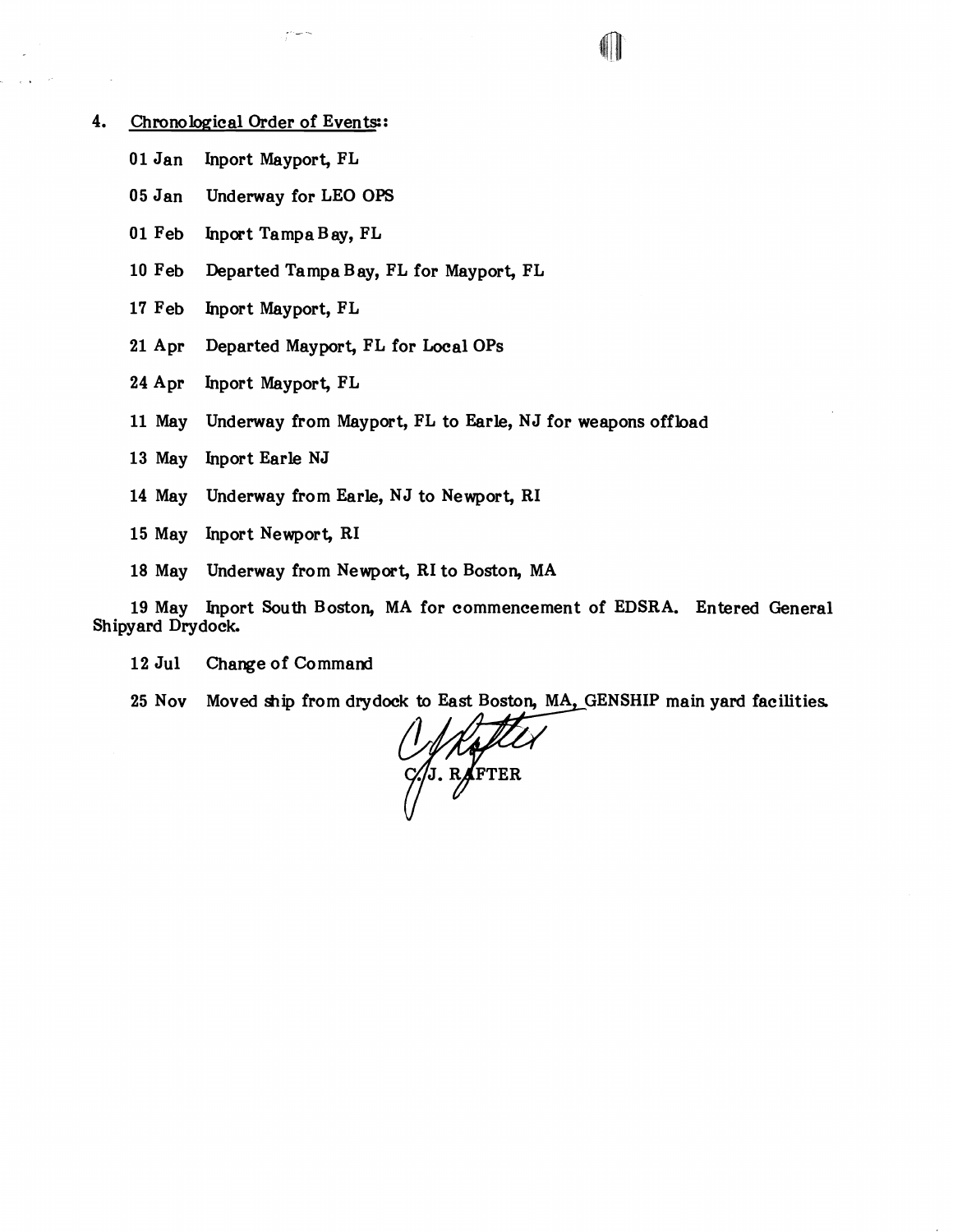4. Chronological Order of Events::

01 Jan Inport Mayport, FL

05 Jan Underway for LEO OPS

01 Feb Inport Tampa Bay, FL

10 Feb Departed Tampa Bay, FL for Mayport, FL

17 Feb Inport Mayport, FL

21 Apr Departed Mayport, FL for Local OPs

24 Apr Inport Mayport, FL

11 May Underway from Mayport, FL to Earle, NJ for weapons offload

13 May Inport Earle NJ

14 May Underway from Earle, NJ to Newport, RI

15 May Inport Newport, RI

18 May Underway from Newport, RI to Boston, MA

19 May Inport South Boston, MA for commencement of EDSRA. Entered General Shipyard Drydock.

12 Jul Change of Command

25 Nov Moved ship from drydock to East Boston, MA, GENSHIP main yard facilities.

C. J. RAFTER